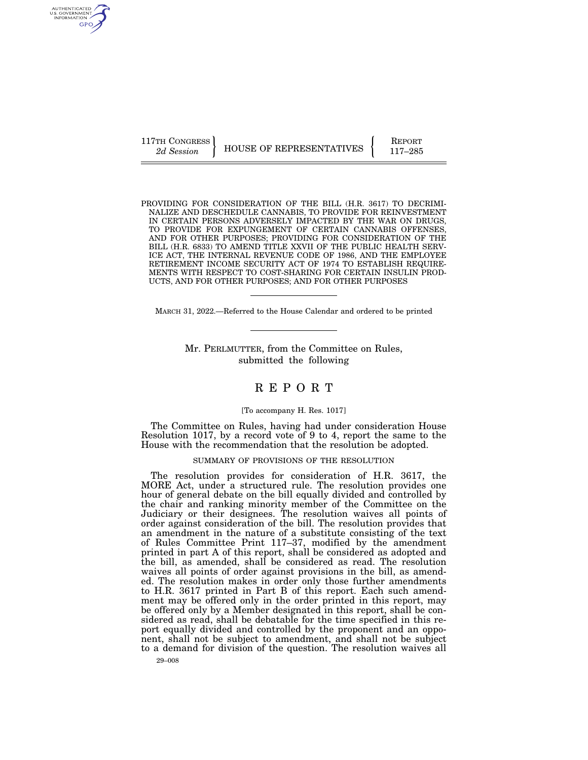117TH CONGRESS
*2d Session*

HOUSE OF REPRESENTATIVES

REPORT
117–285

PROVIDING FOR CONSIDERATION OF THE BILL (H.R. 3617) TO DECRIMINALIZE AND DESCHEDULE CANNABIS, TO PROVIDE FOR REINVESTMENT IN CERTAIN PERSONS ADVERSELY IMPACTED BY THE WAR ON DRUGS, TO PROVIDE FOR EXPUNGEMENT OF CERTAIN CANNABIS OFFENSES, AND FOR OTHER PURPOSES; PROVIDING FOR CONSIDERATION OF THE BILL (H.R. 6833) TO AMEND TITLE XXVII OF THE PUBLIC HEALTH SERVICE ACT, THE INTERNAL REVENUE CODE OF 1986, AND THE EMPLOYEE RETIREMENT INCOME SECURITY ACT OF 1974 TO ESTABLISH REQUIREMENTS WITH RESPECT TO COST-SHARING FOR CERTAIN INSULIN PRODUCTS, AND FOR OTHER PURPOSES; AND FOR OTHER PURPOSES

---

MARCH 31, 2022.—Referred to the House Calendar and ordered to be printed

---

Mr. PERLMUTTER, from the Committee on Rules, submitted the following

# REPORT

[To accompany H. Res. 1017]

The Committee on Rules, having had under consideration House Resolution 1017, by a record vote of 9 to 4, report the same to the House with the recommendation that the resolution be adopted.

## SUMMARY OF PROVISIONS OF THE RESOLUTION

The resolution provides for consideration of H.R. 3617, the MORE Act, under a structured rule. The resolution provides one hour of general debate on the bill equally divided and controlled by the chair and ranking minority member of the Committee on the Judiciary or their designees. The resolution waives all points of order against consideration of the bill. The resolution provides that an amendment in the nature of a substitute consisting of the text of Rules Committee Print 117–37, modified by the amendment printed in part A of this report, shall be considered as adopted and the bill, as amended, shall be considered as read. The resolution waives all points of order against provisions in the bill, as amended. The resolution makes in order only those further amendments to H.R. 3617 printed in Part B of this report. Each such amendment may be offered only in the order printed in this report, may be offered only by a Member designated in this report, shall be considered as read, shall be debatable for the time specified in this report equally divided and controlled by the proponent and an opponent, shall not be subject to amendment, and shall not be subject to a demand for division of the question. The resolution waives all

29–008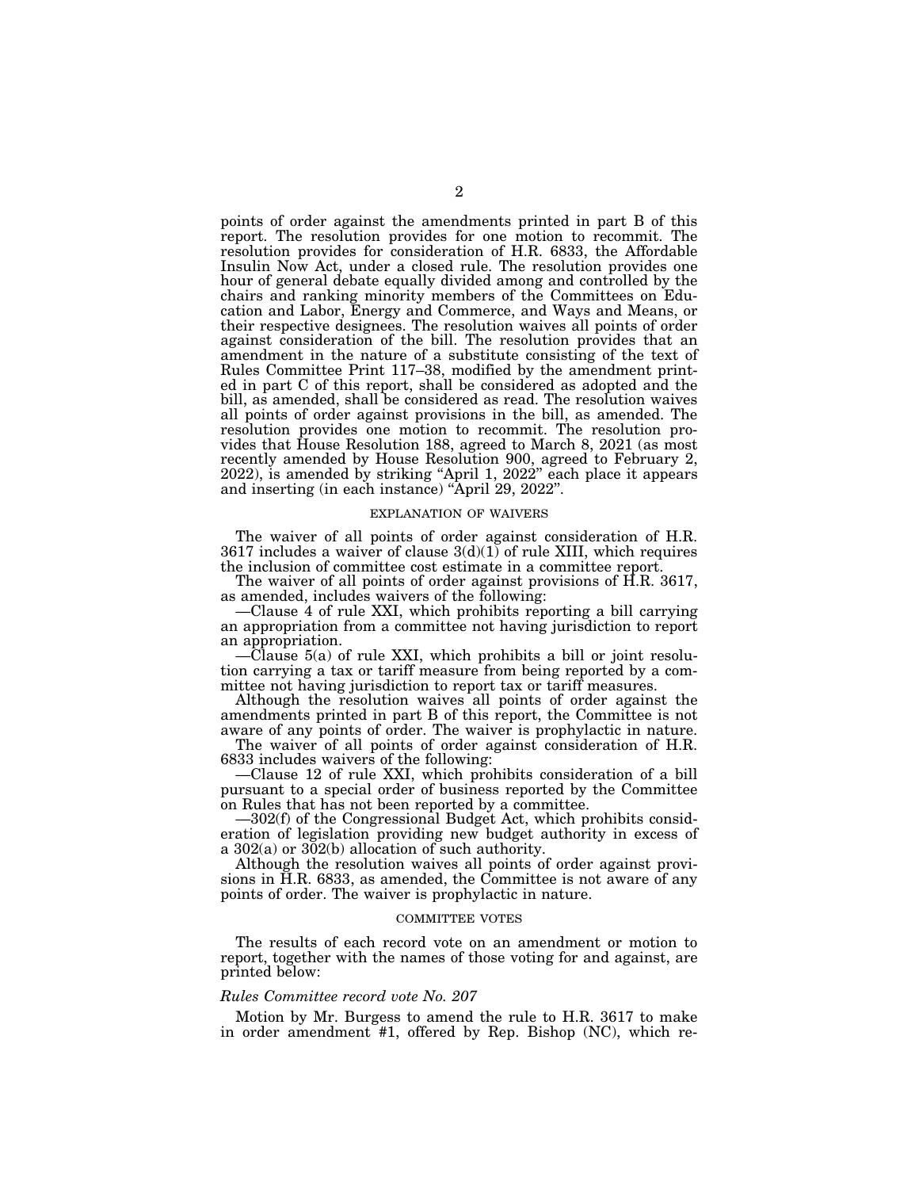points of order against the amendments printed in part B of this report. The resolution provides for one motion to recommit. The resolution provides for consideration of H.R. 6833, the Affordable Insulin Now Act, under a closed rule. The resolution provides one hour of general debate equally divided among and controlled by the chairs and ranking minority members of the Committees on Education and Labor, Energy and Commerce, and Ways and Means, or their respective designees. The resolution waives all points of order against consideration of the bill. The resolution provides that an amendment in the nature of a substitute consisting of the text of Rules Committee Print 117–38, modified by the amendment printed in part C of this report, shall be considered as adopted and the bill, as amended, shall be considered as read. The resolution waives all points of order against provisions in the bill, as amended. The resolution provides one motion to recommit. The resolution provides that House Resolution 188, agreed to March 8, 2021 (as most recently amended by House Resolution 900, agreed to February 2, 2022), is amended by striking "April 1, 2022" each place it appears and inserting (in each instance) "April 29, 2022".

## EXPLANATION OF WAIVERS

The waiver of all points of order against consideration of H.R. 3617 includes a waiver of clause 3(d)(1) of rule XIII, which requires the inclusion of committee cost estimate in a committee report.

The waiver of all points of order against provisions of H.R. 3617, as amended, includes waivers of the following:

—Clause 4 of rule XXI, which prohibits reporting a bill carrying an appropriation from a committee not having jurisdiction to report an appropriation.

—Clause 5(a) of rule XXI, which prohibits a bill or joint resolution carrying a tax or tariff measure from being reported by a committee not having jurisdiction to report tax or tariff measures.

Although the resolution waives all points of order against the amendments printed in part B of this report, the Committee is not aware of any points of order. The waiver is prophylactic in nature.

The waiver of all points of order against consideration of H.R. 6833 includes waivers of the following:

—Clause 12 of rule XXI, which prohibits consideration of a bill pursuant to a special order of business reported by the Committee on Rules that has not been reported by a committee.

—302(f) of the Congressional Budget Act, which prohibits consideration of legislation providing new budget authority in excess of a 302(a) or 302(b) allocation of such authority.

Although the resolution waives all points of order against provisions in H.R. 6833, as amended, the Committee is not aware of any points of order. The waiver is prophylactic in nature.

## COMMITTEE VOTES

The results of each record vote on an amendment or motion to report, together with the names of those voting for and against, are printed below:

### *Rules Committee record vote No. 207*

Motion by Mr. Burgess to amend the rule to H.R. 3617 to make in order amendment #1, offered by Rep. Bishop (NC), which re-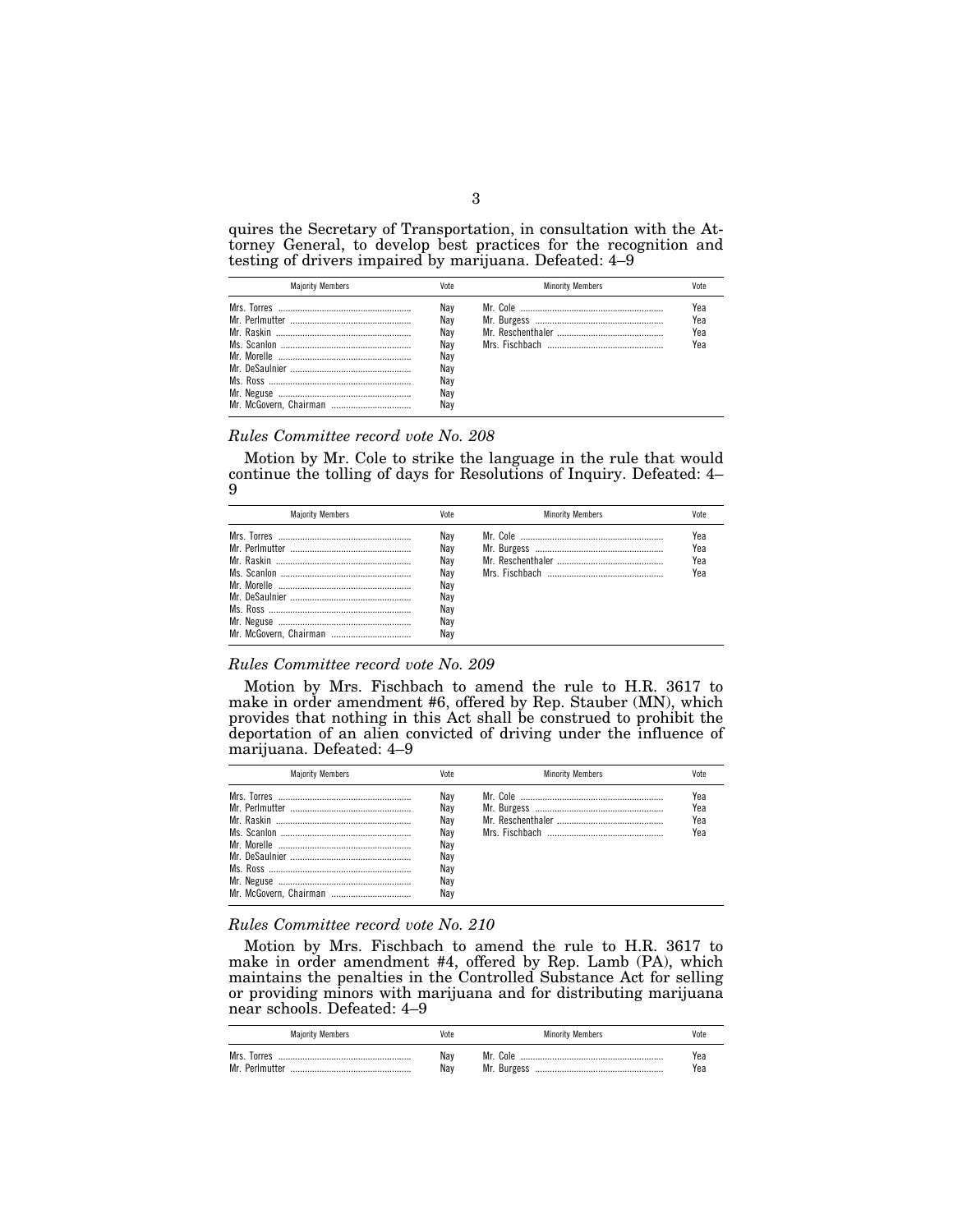quires the Secretary of Transportation, in consultation with the Attorney General, to develop best practices for the recognition and testing of drivers impaired by marijuana. Defeated: 4–9

| Majority Members | Vote | Minority Members | Vote |
|---|---|---|---|
| Mrs. Torres | Nay | Mr. Cole | Yea |
| Mr. Perlmutter | Nay | Mr. Burgess | Yea |
| Mr. Raskin | Nay | Mr. Reschenthaler | Yea |
| Ms. Scanlon | Nay | Mrs. Fischbach | Yea |
| Mr. Morelle | Nay | | |
| Mr. DeSaulnier | Nay | | |
| Ms. Ross | Nay | | |
| Mr. Neguse | Nay | | |
| Mr. McGovern, Chairman | Nay | | |

*Rules Committee record vote No. 208*

Motion by Mr. Cole to strike the language in the rule that would continue the tolling of days for Resolutions of Inquiry. Defeated: 4–9

| Majority Members | Vote | Minority Members | Vote |
|---|---|---|---|
| Mrs. Torres | Nay | Mr. Cole | Yea |
| Mr. Perlmutter | Nay | Mr. Burgess | Yea |
| Mr. Raskin | Nay | Mr. Reschenthaler | Yea |
| Ms. Scanlon | Nay | Mrs. Fischbach | Yea |
| Mr. Morelle | Nay | | |
| Mr. DeSaulnier | Nay | | |
| Ms. Ross | Nay | | |
| Mr. Neguse | Nay | | |
| Mr. McGovern, Chairman | Nay | | |

*Rules Committee record vote No. 209*

Motion by Mrs. Fischbach to amend the rule to H.R. 3617 to make in order amendment #6, offered by Rep. Stauber (MN), which provides that nothing in this Act shall be construed to prohibit the deportation of an alien convicted of driving under the influence of marijuana. Defeated: 4–9

| Majority Members | Vote | Minority Members | Vote |
|---|---|---|---|
| Mrs. Torres | Nay | Mr. Cole | Yea |
| Mr. Perlmutter | Nay | Mr. Burgess | Yea |
| Mr. Raskin | Nay | Mr. Reschenthaler | Yea |
| Ms. Scanlon | Nay | Mrs. Fischbach | Yea |
| Mr. Morelle | Nay | | |
| Mr. DeSaulnier | Nay | | |
| Ms. Ross | Nay | | |
| Mr. Neguse | Nay | | |
| Mr. McGovern, Chairman | Nay | | |

*Rules Committee record vote No. 210*

Motion by Mrs. Fischbach to amend the rule to H.R. 3617 to make in order amendment #4, offered by Rep. Lamb (PA), which maintains the penalties in the Controlled Substance Act for selling or providing minors with marijuana and for distributing marijuana near schools. Defeated: 4–9

| Majority Members | Vote | Minority Members | Vote |
|---|---|---|---|
| Mrs. Torres | Nay | Mr. Cole | Yea |
| Mr. Perlmutter | Nay | Mr. Burgess | Yea |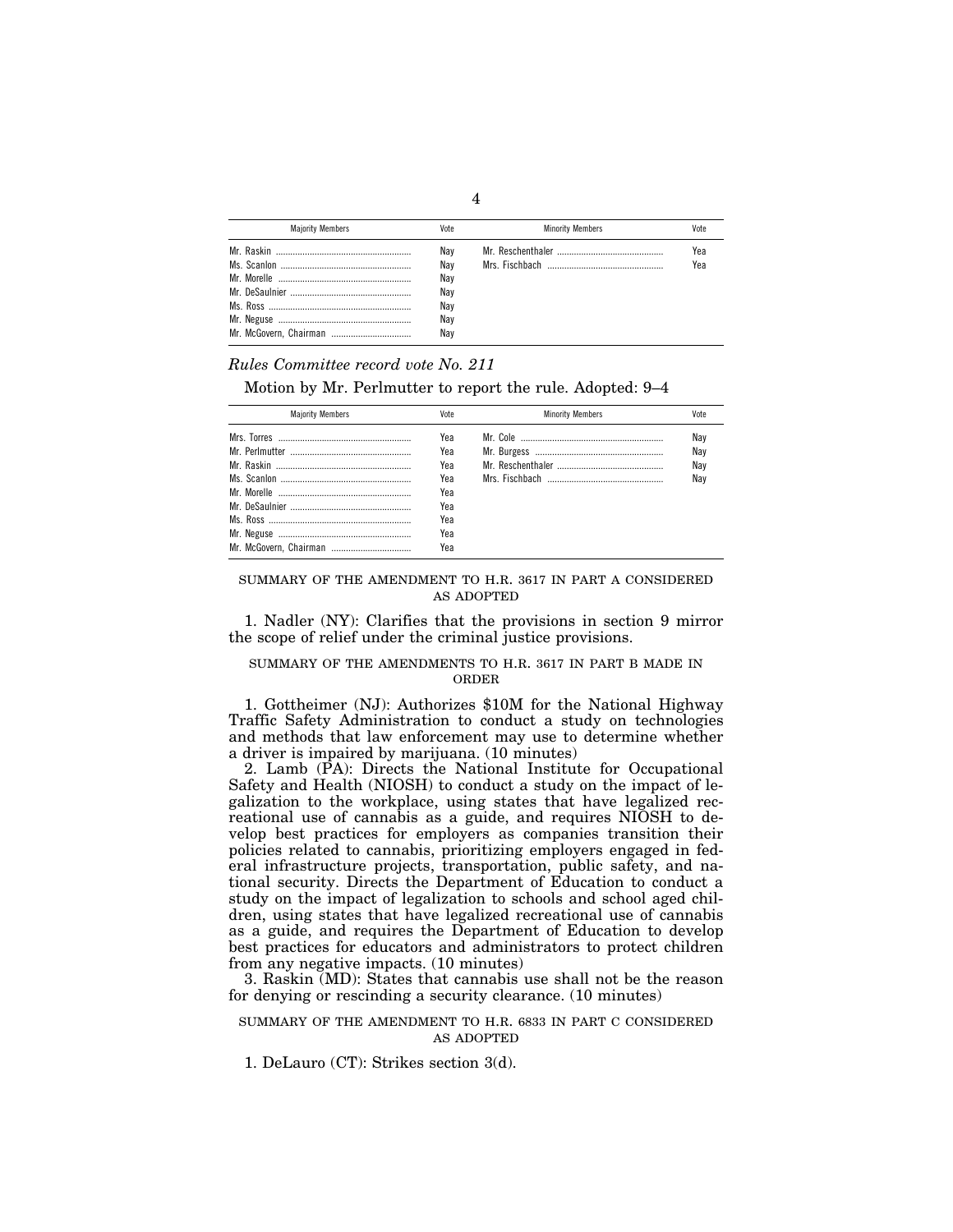| Majority Members | Vote | Minority Members | Vote |
|---|---|---|---|
| Mr. Raskin | Nay | Mr. Reschenthaler | Yea |
| Ms. Scanlon | Nay | Mrs. Fischbach | Yea |
| Mr. Morelle | Nay | | |
| Mr. DeSaulnier | Nay | | |
| Ms. Ross | Nay | | |
| Mr. Neguse | Nay | | |
| Mr. McGovern, Chairman | Nay | | |

*Rules Committee record vote No. 211*

Motion by Mr. Perlmutter to report the rule. Adopted: 9–4

| Majority Members | Vote | Minority Members | Vote |
|---|---|---|---|
| Mrs. Torres | Yea | Mr. Cole | Nay |
| Mr. Perlmutter | Yea | Mr. Burgess | Nay |
| Mr. Raskin | Yea | Mr. Reschenthaler | Nay |
| Ms. Scanlon | Yea | Mrs. Fischbach | Nay |
| Mr. Morelle | Yea | | |
| Mr. DeSaulnier | Yea | | |
| Ms. Ross | Yea | | |
| Mr. Neguse | Yea | | |
| Mr. McGovern, Chairman | Yea | | |

SUMMARY OF THE AMENDMENT TO H.R. 3617 IN PART A CONSIDERED AS ADOPTED

1. Nadler (NY): Clarifies that the provisions in section 9 mirror the scope of relief under the criminal justice provisions.

SUMMARY OF THE AMENDMENTS TO H.R. 3617 IN PART B MADE IN ORDER

1. Gottheimer (NJ): Authorizes $10M for the National Highway Traffic Safety Administration to conduct a study on technologies and methods that law enforcement may use to determine whether a driver is impaired by marijuana. (10 minutes)

2. Lamb (PA): Directs the National Institute for Occupational Safety and Health (NIOSH) to conduct a study on the impact of legalization to the workplace, using states that have legalized recreational use of cannabis as a guide, and requires NIOSH to develop best practices for employers as companies transition their policies related to cannabis, prioritizing employers engaged in federal infrastructure projects, transportation, public safety, and national security. Directs the Department of Education to conduct a study on the impact of legalization to schools and school aged children, using states that have legalized recreational use of cannabis as a guide, and requires the Department of Education to develop best practices for educators and administrators to protect children from any negative impacts. (10 minutes)

3. Raskin (MD): States that cannabis use shall not be the reason for denying or rescinding a security clearance. (10 minutes)

SUMMARY OF THE AMENDMENT TO H.R. 6833 IN PART C CONSIDERED AS ADOPTED

1. DeLauro (CT): Strikes section 3(d).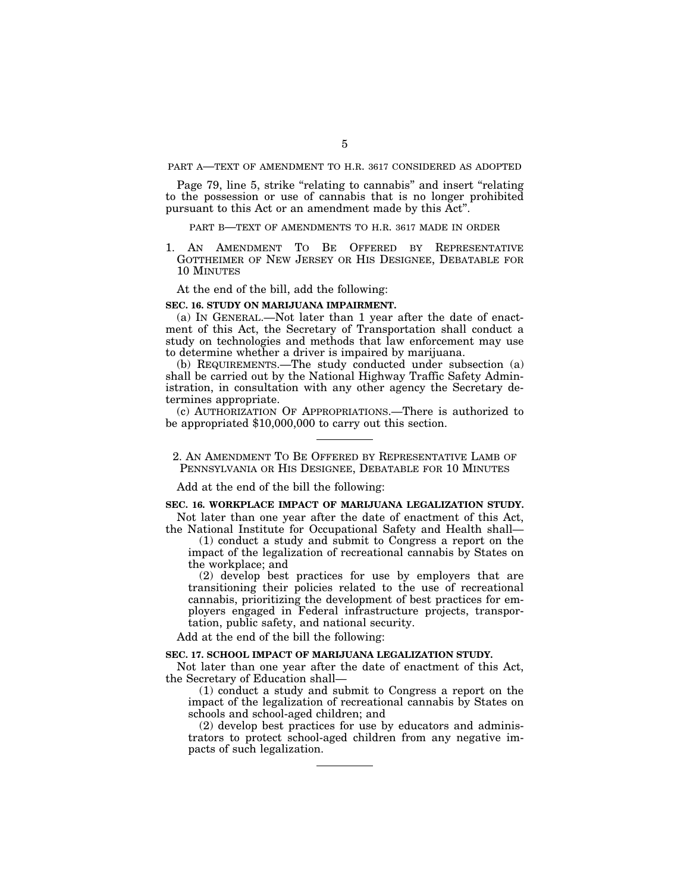PART A—TEXT OF AMENDMENT TO H.R. 3617 CONSIDERED AS ADOPTED

Page 79, line 5, strike "relating to cannabis" and insert "relating to the possession or use of cannabis that is no longer prohibited pursuant to this Act or an amendment made by this Act".

PART B—TEXT OF AMENDMENTS TO H.R. 3617 MADE IN ORDER

1. AN AMENDMENT TO BE OFFERED BY REPRESENTATIVE GOTTHEIMER OF NEW JERSEY OR HIS DESIGNEE, DEBATABLE FOR 10 MINUTES

At the end of the bill, add the following:

**SEC. 16. STUDY ON MARIJUANA IMPAIRMENT.**

(a) IN GENERAL.—Not later than 1 year after the date of enactment of this Act, the Secretary of Transportation shall conduct a study on technologies and methods that law enforcement may use to determine whether a driver is impaired by marijuana.

(b) REQUIREMENTS.—The study conducted under subsection (a) shall be carried out by the National Highway Traffic Safety Administration, in consultation with any other agency the Secretary determines appropriate.

(c) AUTHORIZATION OF APPROPRIATIONS.—There is authorized to be appropriated $10,000,000 to carry out this section.

---

2. AN AMENDMENT TO BE OFFERED BY REPRESENTATIVE LAMB OF PENNSYLVANIA OR HIS DESIGNEE, DEBATABLE FOR 10 MINUTES

Add at the end of the bill the following:

**SEC. 16. WORKPLACE IMPACT OF MARIJUANA LEGALIZATION STUDY.**

Not later than one year after the date of enactment of this Act, the National Institute for Occupational Safety and Health shall—

(1) conduct a study and submit to Congress a report on the impact of the legalization of recreational cannabis by States on the workplace; and

(2) develop best practices for use by employers that are transitioning their policies related to the use of recreational cannabis, prioritizing the development of best practices for employers engaged in Federal infrastructure projects, transportation, public safety, and national security.

Add at the end of the bill the following:

**SEC. 17. SCHOOL IMPACT OF MARIJUANA LEGALIZATION STUDY.**

Not later than one year after the date of enactment of this Act, the Secretary of Education shall—

(1) conduct a study and submit to Congress a report on the impact of the legalization of recreational cannabis by States on schools and school-aged children; and

(2) develop best practices for use by educators and administrators to protect school-aged children from any negative impacts of such legalization.

---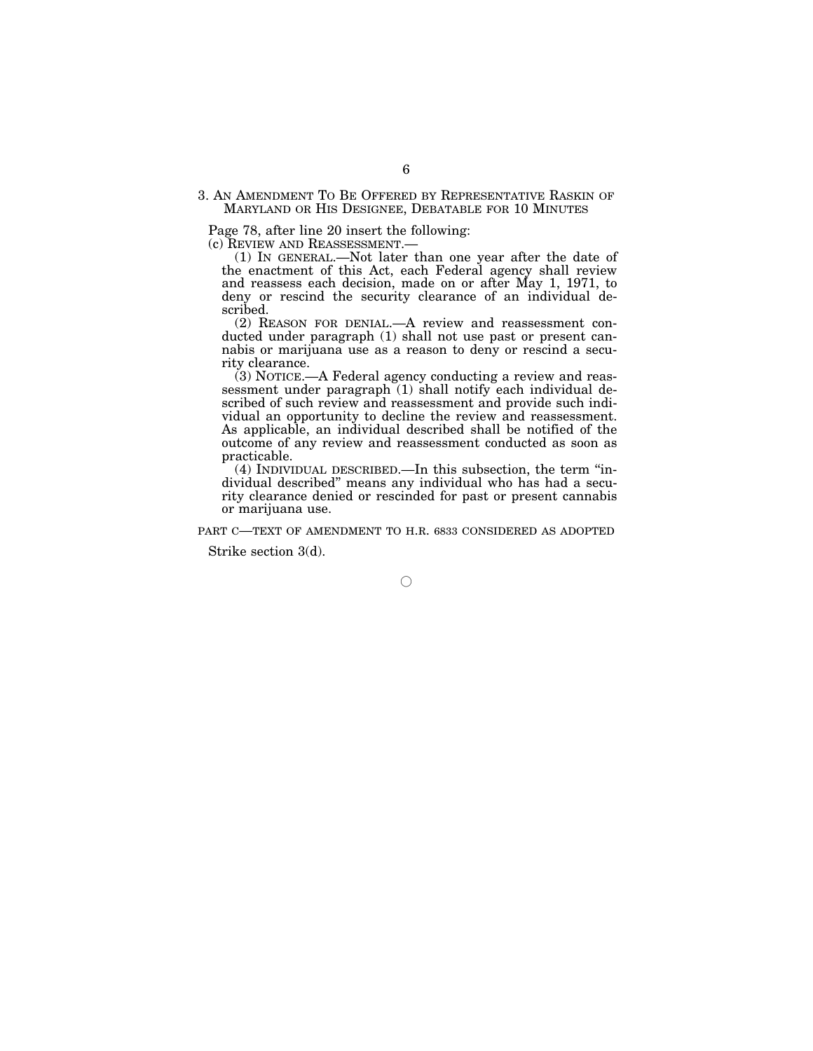3. AN AMENDMENT TO BE OFFERED BY REPRESENTATIVE RASKIN OF MARYLAND OR HIS DESIGNEE, DEBATABLE FOR 10 MINUTES

Page 78, after line 20 insert the following:

(c) REVIEW AND REASSESSMENT.—

(1) IN GENERAL.—Not later than one year after the date of the enactment of this Act, each Federal agency shall review and reassess each decision, made on or after May 1, 1971, to deny or rescind the security clearance of an individual described.

(2) REASON FOR DENIAL.—A review and reassessment conducted under paragraph (1) shall not use past or present cannabis or marijuana use as a reason to deny or rescind a security clearance.

(3) NOTICE.—A Federal agency conducting a review and reassessment under paragraph (1) shall notify each individual described of such review and reassessment and provide such individual an opportunity to decline the review and reassessment. As applicable, an individual described shall be notified of the outcome of any review and reassessment conducted as soon as practicable.

(4) INDIVIDUAL DESCRIBED.—In this subsection, the term "individual described" means any individual who has had a security clearance denied or rescinded for past or present cannabis or marijuana use.

PART C—TEXT OF AMENDMENT TO H.R. 6833 CONSIDERED AS ADOPTED

Strike section 3(d).